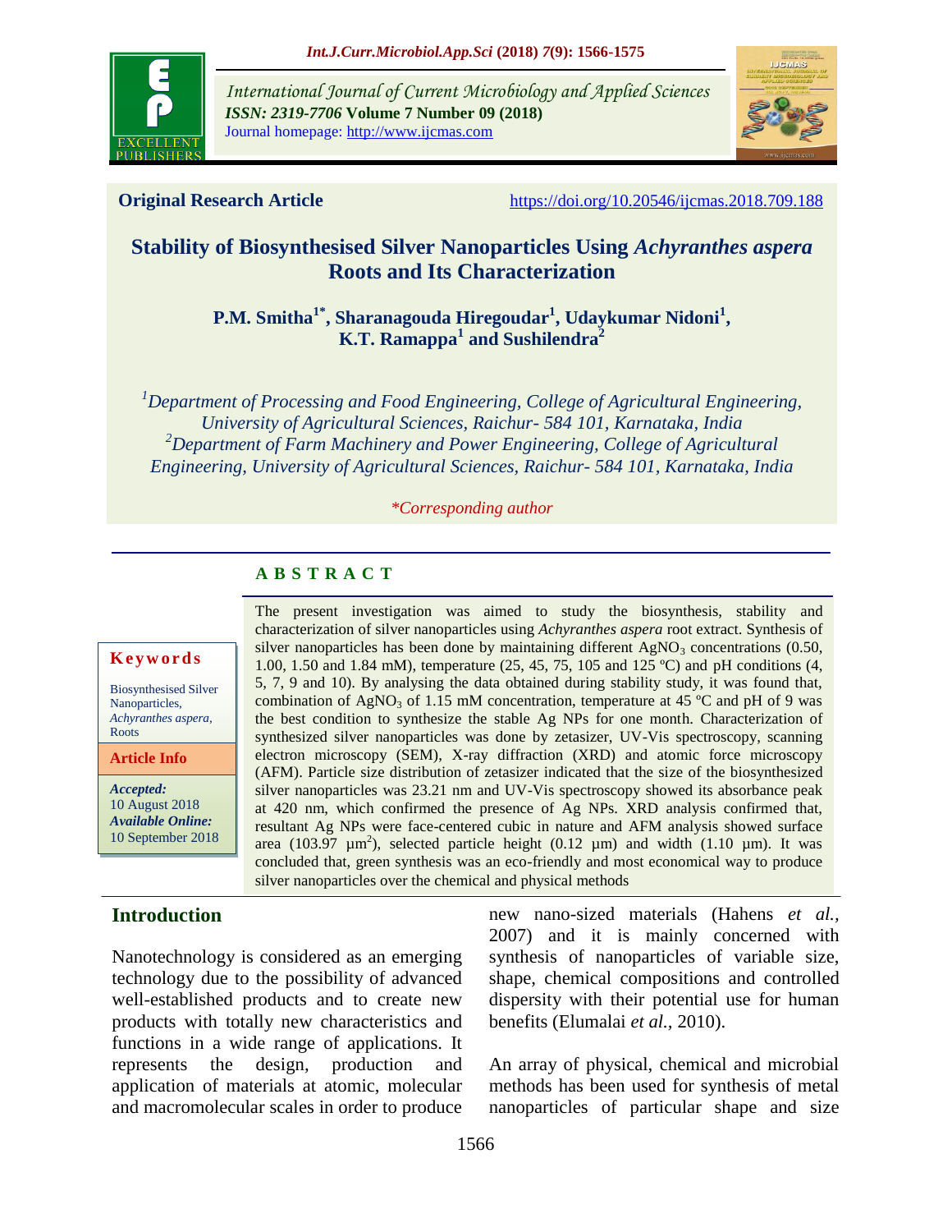International Journal of Current Microbiology and Applied Sciences
*ISSN: 2319-7706* **Volume 7 Number 09 (2018)**
Journal homepage: http://www.ijcmas.com

**Original Research Article** https://doi.org/10.20546/ijcmas.2018.709.188

# Stability of Biosynthesised Silver Nanoparticles Using *Achyranthes aspera* Roots and Its Characterization

**P.M. Smitha[1*], Sharanagouda Hiregoudar[1], Udaykumar Nidoni[1], K.T. Ramappa[1] and Sushilendra[2]**

*[1]Department of Processing and Food Engineering, College of Agricultural Engineering, University of Agricultural Sciences, Raichur- 584 101, Karnataka, India*
*[2]Department of Farm Machinery and Power Engineering, College of Agricultural Engineering, University of Agricultural Sciences, Raichur- 584 101, Karnataka, India*

*\*Corresponding author*

**Keywords**

Biosynthesised Silver Nanoparticles, *Achyranthes aspera*, Roots

**Article Info**

***Accepted:*** 10 August 2018
***Available Online:*** 10 September 2018

## ABSTRACT

The present investigation was aimed to study the biosynthesis, stability and characterization of silver nanoparticles using *Achyranthes aspera* root extract. Synthesis of silver nanoparticles has been done by maintaining different $AgNO_3$ concentrations (0.50, 1.00, 1.50 and 1.84 mM), temperature (25, 45, 75, 105 and 125 ºC) and pH conditions (4, 5, 7, 9 and 10). By analysing the data obtained during stability study, it was found that, combination of $AgNO_3$ of 1.15 mM concentration, temperature at 45 ºC and pH of 9 was the best condition to synthesize the stable Ag NPs for one month. Characterization of synthesized silver nanoparticles was done by zetasizer, UV-Vis spectroscopy, scanning electron microscopy (SEM), X-ray diffraction (XRD) and atomic force microscopy (AFM). Particle size distribution of zetasizer indicated that the size of the biosynthesized silver nanoparticles was 23.21 nm and UV-Vis spectroscopy showed its absorbance peak at 420 nm, which confirmed the presence of Ag NPs. XRD analysis confirmed that, resultant Ag NPs were face-centered cubic in nature and AFM analysis showed surface area (103.97 µm$^2$), selected particle height (0.12 µm) and width (1.10 µm). It was concluded that, green synthesis was an eco-friendly and most economical way to produce silver nanoparticles over the chemical and physical methods

## Introduction

Nanotechnology is considered as an emerging technology due to the possibility of advanced well-established products and to create new products with totally new characteristics and functions in a wide range of applications. It represents the design, production and application of materials at atomic, molecular and macromolecular scales in order to produce new nano-sized materials (Hahens *et al.,* 2007) and it is mainly concerned with synthesis of nanoparticles of variable size, shape, chemical compositions and controlled dispersity with their potential use for human benefits (Elumalai *et al.,* 2010).

An array of physical, chemical and microbial methods has been used for synthesis of metal nanoparticles of particular shape and size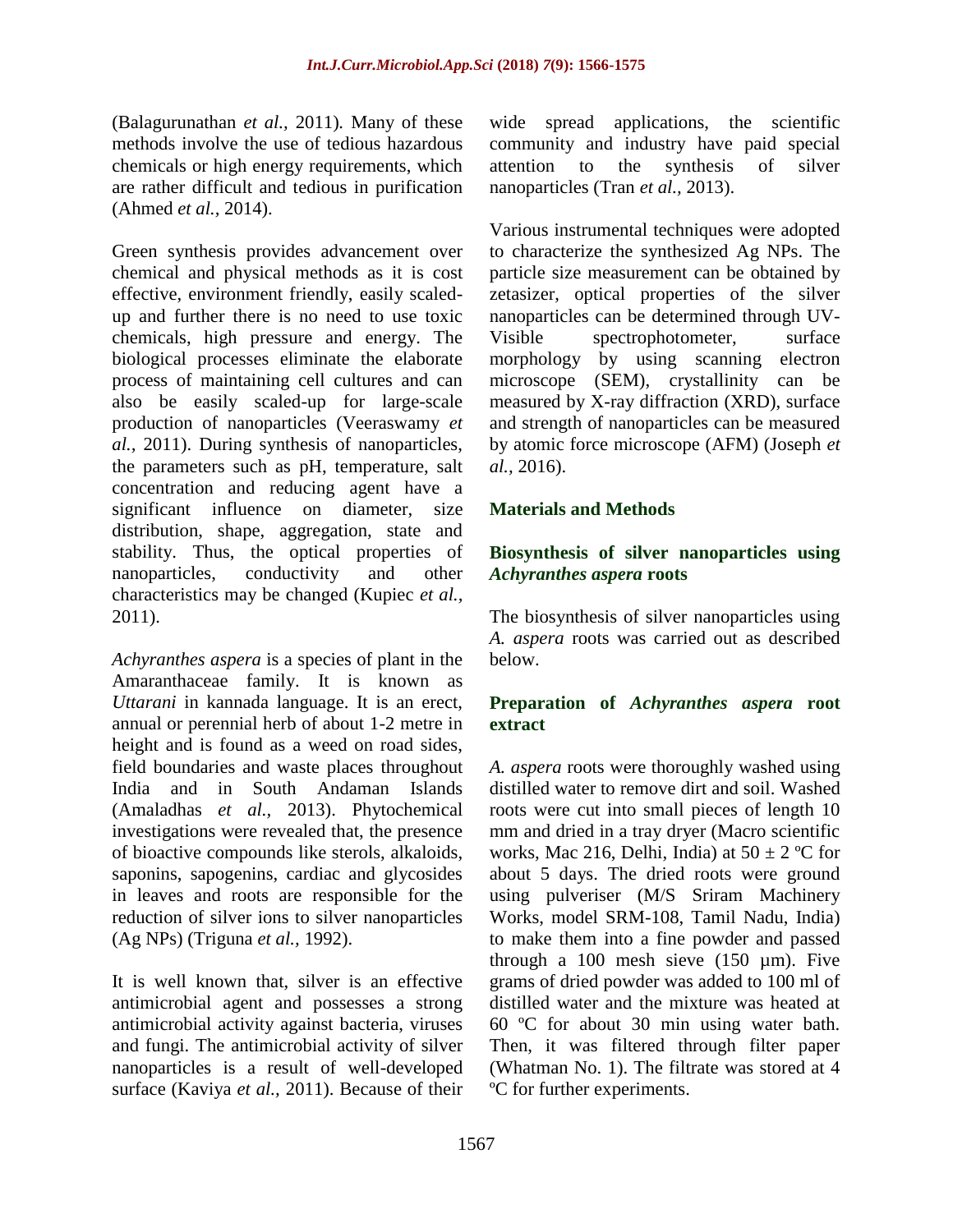(Balagurunathan *et al.,* 2011). Many of these methods involve the use of tedious hazardous chemicals or high energy requirements, which are rather difficult and tedious in purification (Ahmed *et al.,* 2014).

Green synthesis provides advancement over chemical and physical methods as it is cost effective, environment friendly, easily scaled-up and further there is no need to use toxic chemicals, high pressure and energy. The biological processes eliminate the elaborate process of maintaining cell cultures and can also be easily scaled-up for large-scale production of nanoparticles (Veeraswamy *et al.,* 2011). During synthesis of nanoparticles, the parameters such as pH, temperature, salt concentration and reducing agent have a significant influence on diameter, size distribution, shape, aggregation, state and stability. Thus, the optical properties of nanoparticles, conductivity and other characteristics may be changed (Kupiec *et al.,* 2011).

*Achyranthes aspera* is a species of plant in the Amaranthaceae family. It is known as *Uttarani* in kannada language. It is an erect, annual or perennial herb of about 1-2 metre in height and is found as a weed on road sides, field boundaries and waste places throughout India and in South Andaman Islands (Amaladhas *et al.,* 2013). Phytochemical investigations were revealed that, the presence of bioactive compounds like sterols, alkaloids, saponins, sapogenins, cardiac and glycosides in leaves and roots are responsible for the reduction of silver ions to silver nanoparticles (Ag NPs) (Triguna *et al.,* 1992).

It is well known that, silver is an effective antimicrobial agent and possesses a strong antimicrobial activity against bacteria, viruses and fungi. The antimicrobial activity of silver nanoparticles is a result of well-developed surface (Kaviya *et al.,* 2011). Because of their wide spread applications, the scientific community and industry have paid special attention to the synthesis of silver nanoparticles (Tran *et al.,* 2013).

Various instrumental techniques were adopted to characterize the synthesized Ag NPs. The particle size measurement can be obtained by zetasizer, optical properties of the silver nanoparticles can be determined through UV-Visible spectrophotometer, surface morphology by using scanning electron microscope (SEM), crystallinity can be measured by X-ray diffraction (XRD), surface and strength of nanoparticles can be measured by atomic force microscope (AFM) (Joseph *et al.,* 2016).

## Materials and Methods

### Biosynthesis of silver nanoparticles using *Achyranthes aspera* roots

The biosynthesis of silver nanoparticles using *A. aspera* roots was carried out as described below.

### Preparation of *Achyranthes aspera* root extract

*A. aspera* roots were thoroughly washed using distilled water to remove dirt and soil. Washed roots were cut into small pieces of length 10 mm and dried in a tray dryer (Macro scientific works, Mac 216, Delhi, India) at $50 \pm 2$ ºC for about 5 days. The dried roots were ground using pulveriser (M/S Sriram Machinery Works, model SRM-108, Tamil Nadu, India) to make them into a fine powder and passed through a 100 mesh sieve (150 µm). Five grams of dried powder was added to 100 ml of distilled water and the mixture was heated at 60 ºC for about 30 min using water bath. Then, it was filtered through filter paper (Whatman No. 1). The filtrate was stored at 4 ºC for further experiments.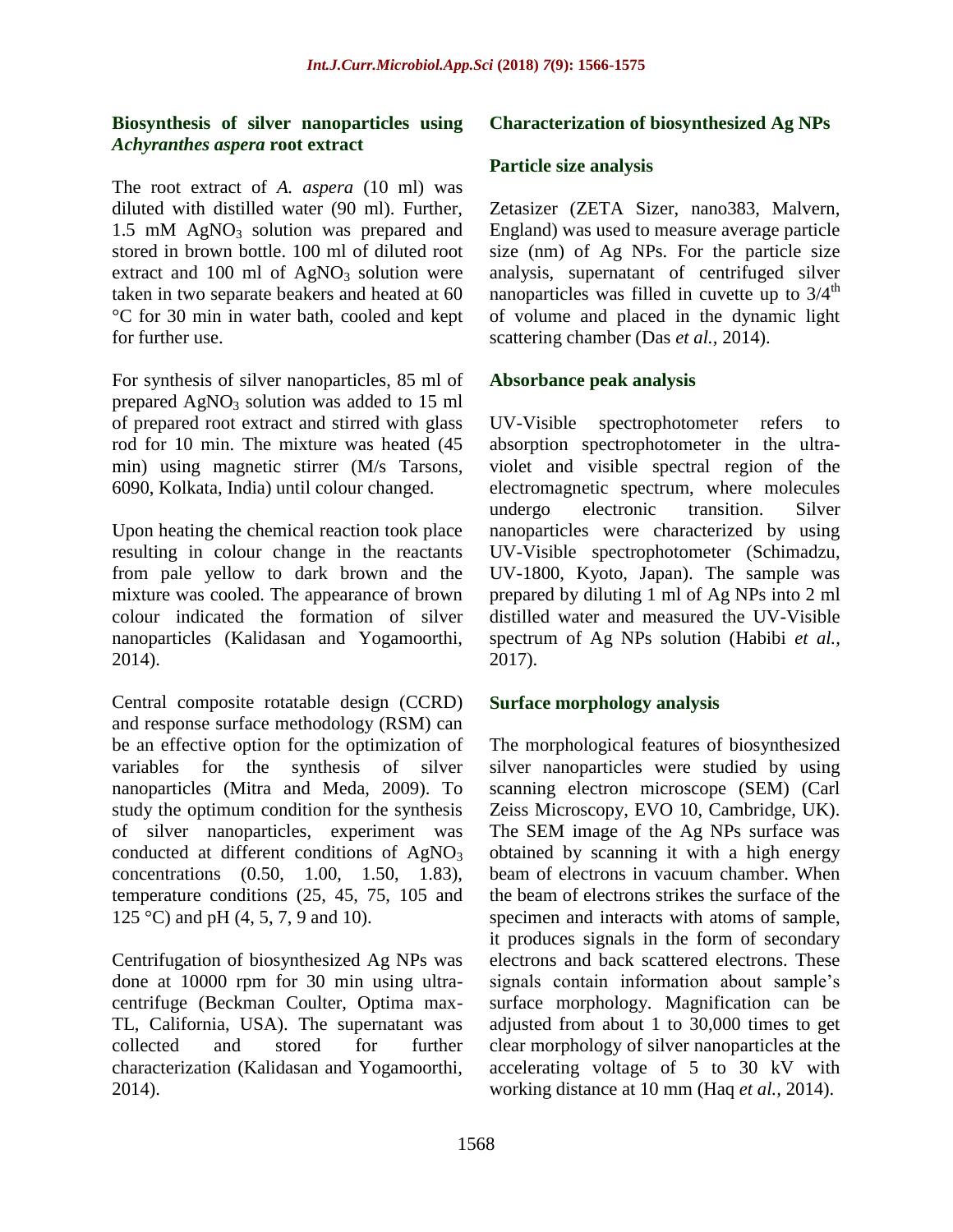### Biosynthesis of silver nanoparticles using *Achyranthes aspera* root extract

The root extract of *A. aspera* (10 ml) was diluted with distilled water (90 ml). Further, 1.5 mM $AgNO_3$ solution was prepared and stored in brown bottle. 100 ml of diluted root extract and 100 ml of $AgNO_3$ solution were taken in two separate beakers and heated at 60 °C for 30 min in water bath, cooled and kept for further use.

For synthesis of silver nanoparticles, 85 ml of prepared $AgNO_3$ solution was added to 15 ml of prepared root extract and stirred with glass rod for 10 min. The mixture was heated (45 min) using magnetic stirrer (M/s Tarsons, 6090, Kolkata, India) until colour changed.

Upon heating the chemical reaction took place resulting in colour change in the reactants from pale yellow to dark brown and the mixture was cooled. The appearance of brown colour indicated the formation of silver nanoparticles (Kalidasan and Yogamoorthi, 2014).

Central composite rotatable design (CCRD) and response surface methodology (RSM) can be an effective option for the optimization of variables for the synthesis of silver nanoparticles (Mitra and Meda, 2009). To study the optimum condition for the synthesis of silver nanoparticles, experiment was conducted at different conditions of $AgNO_3$ concentrations (0.50, 1.00, 1.50, 1.83), temperature conditions (25, 45, 75, 105 and 125 °C) and pH (4, 5, 7, 9 and 10).

Centrifugation of biosynthesized Ag NPs was done at 10000 rpm for 30 min using ultra-centrifuge (Beckman Coulter, Optima max-TL, California, USA). The supernatant was collected and stored for further characterization (Kalidasan and Yogamoorthi, 2014).

### Characterization of biosynthesized Ag NPs

#### Particle size analysis

Zetasizer (ZETA Sizer, nano383, Malvern, England) was used to measure average particle size (nm) of Ag NPs. For the particle size analysis, supernatant of centrifuged silver nanoparticles was filled in cuvette up to $3/4^{th}$ of volume and placed in the dynamic light scattering chamber (Das *et al.,* 2014).

#### Absorbance peak analysis

UV-Visible spectrophotometer refers to absorption spectrophotometer in the ultra-violet and visible spectral region of the electromagnetic spectrum, where molecules undergo electronic transition. Silver nanoparticles were characterized by using UV-Visible spectrophotometer (Schimadzu, UV-1800, Kyoto, Japan). The sample was prepared by diluting 1 ml of Ag NPs into 2 ml distilled water and measured the UV-Visible spectrum of Ag NPs solution (Habibi *et al.,* 2017).

#### Surface morphology analysis

The morphological features of biosynthesized silver nanoparticles were studied by using scanning electron microscope (SEM) (Carl Zeiss Microscopy, EVO 10, Cambridge, UK). The SEM image of the Ag NPs surface was obtained by scanning it with a high energy beam of electrons in vacuum chamber. When the beam of electrons strikes the surface of the specimen and interacts with atoms of sample, it produces signals in the form of secondary electrons and back scattered electrons. These signals contain information about sample's surface morphology. Magnification can be adjusted from about 1 to 30,000 times to get clear morphology of silver nanoparticles at the accelerating voltage of 5 to 30 kV with working distance at 10 mm (Haq *et al.,* 2014).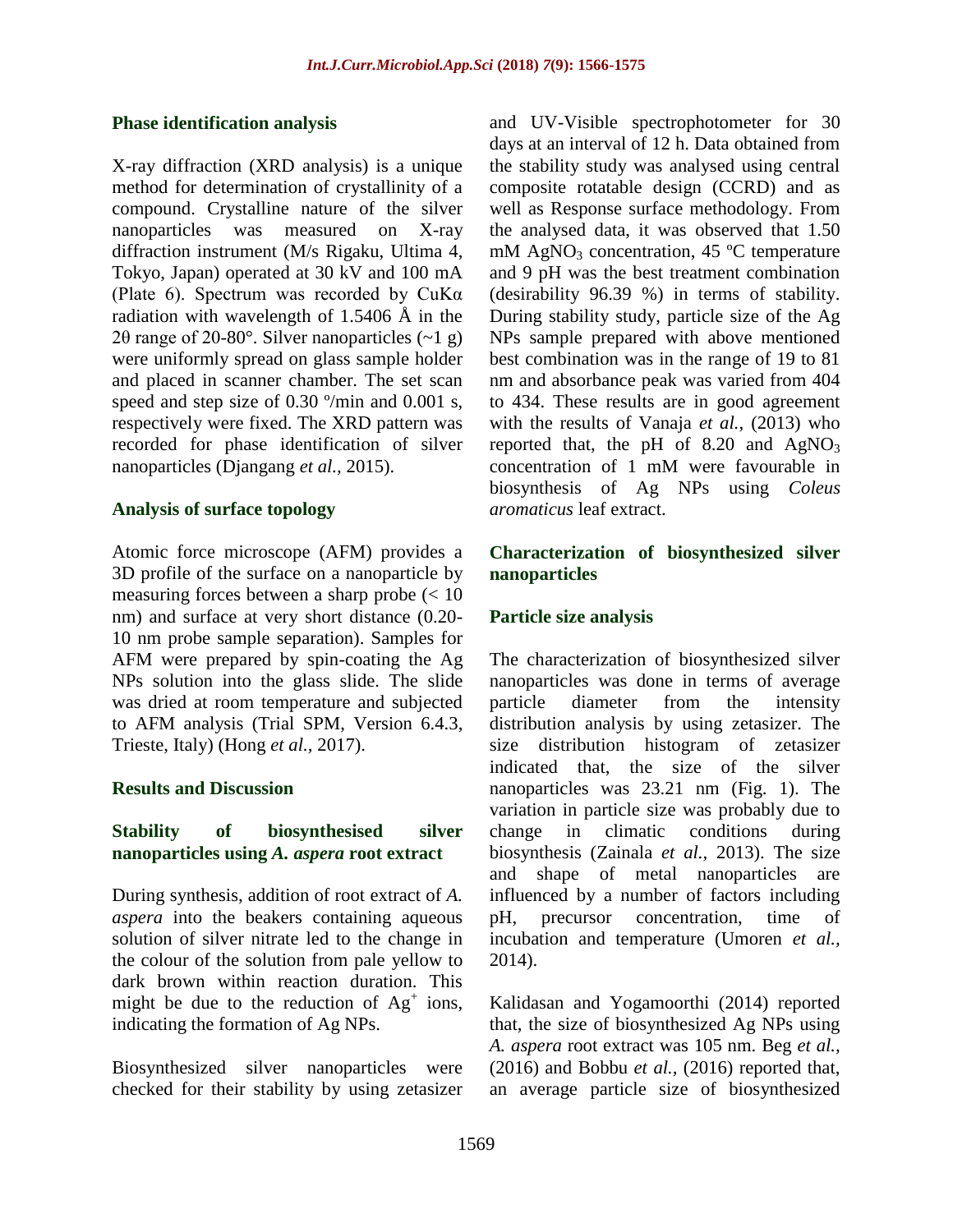### Phase identification analysis

X-ray diffraction (XRD analysis) is a unique method for determination of crystallinity of a compound. Crystalline nature of the silver nanoparticles was measured on X-ray diffraction instrument (M/s Rigaku, Ultima 4, Tokyo, Japan) operated at 30 kV and 100 mA (Plate 6). Spectrum was recorded by CuKα radiation with wavelength of 1.5406 Å in the 2θ range of 20-80°. Silver nanoparticles (~1 g) were uniformly spread on glass sample holder and placed in scanner chamber. The set scan speed and step size of 0.30 º/min and 0.001 s, respectively were fixed. The XRD pattern was recorded for phase identification of silver nanoparticles (Djangang *et al.,* 2015).

### Analysis of surface topology

Atomic force microscope (AFM) provides a 3D profile of the surface on a nanoparticle by measuring forces between a sharp probe (< 10 nm) and surface at very short distance (0.20-10 nm probe sample separation). Samples for AFM were prepared by spin-coating the Ag NPs solution into the glass slide. The slide was dried at room temperature and subjected to AFM analysis (Trial SPM, Version 6.4.3, Trieste, Italy) (Hong *et al.,* 2017).

## Results and Discussion

### Stability of biosynthesised silver nanoparticles using *A. aspera* root extract

During synthesis, addition of root extract of *A. aspera* into the beakers containing aqueous solution of silver nitrate led to the change in the colour of the solution from pale yellow to dark brown within reaction duration. This might be due to the reduction of $Ag^{+}$ ions, indicating the formation of Ag NPs.

Biosynthesized silver nanoparticles were checked for their stability by using zetasizer and UV-Visible spectrophotometer for 30 days at an interval of 12 h. Data obtained from the stability study was analysed using central composite rotatable design (CCRD) and as well as Response surface methodology. From the analysed data, it was observed that 1.50 mM $AgNO_3$ concentration, 45 ºC temperature and 9 pH was the best treatment combination (desirability 96.39 %) in terms of stability. During stability study, particle size of the Ag NPs sample prepared with above mentioned best combination was in the range of 19 to 81 nm and absorbance peak was varied from 404 to 434. These results are in good agreement with the results of Vanaja *et al.,* (2013) who reported that, the pH of 8.20 and $AgNO_3$ concentration of 1 mM were favourable in biosynthesis of Ag NPs using *Coleus aromaticus* leaf extract.

### Characterization of biosynthesized silver nanoparticles

### Particle size analysis

The characterization of biosynthesized silver nanoparticles was done in terms of average particle diameter from the intensity distribution analysis by using zetasizer. The size distribution histogram of zetasizer indicated that, the size of the silver nanoparticles was 23.21 nm (Fig. 1). The variation in particle size was probably due to change in climatic conditions during biosynthesis (Zainala *et al.,* 2013). The size and shape of metal nanoparticles are influenced by a number of factors including pH, precursor concentration, time of incubation and temperature (Umoren *et al.,* 2014).

Kalidasan and Yogamoorthi (2014) reported that, the size of biosynthesized Ag NPs using *A. aspera* root extract was 105 nm. Beg *et al.,* (2016) and Bobbu *et al.,* (2016) reported that, an average particle size of biosynthesized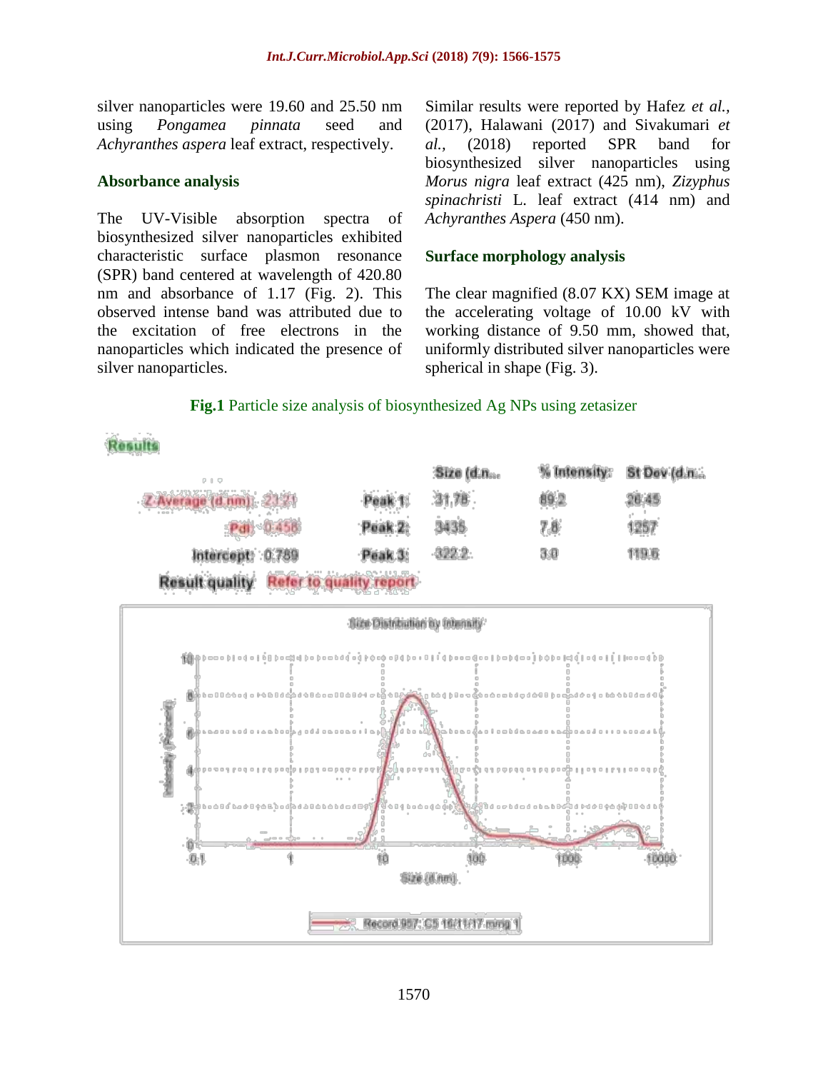silver nanoparticles were 19.60 and 25.50 nm using *Pongamea pinnata* seed and *Achyranthes aspera* leaf extract, respectively.

### Absorbance analysis

The UV-Visible absorption spectra of biosynthesized silver nanoparticles exhibited characteristic surface plasmon resonance (SPR) band centered at wavelength of 420.80 nm and absorbance of 1.17 (Fig. 2). This observed intense band was attributed due to the excitation of free electrons in the nanoparticles which indicated the presence of silver nanoparticles.

Similar results were reported by Hafez *et al.*, (2017), Halawani (2017) and Sivakumari *et al.*, (2018) reported SPR band for biosynthesized silver nanoparticles using *Morus nigra* leaf extract (425 nm), *Zizyphus spinachristi* L. leaf extract (414 nm) and *Achyranthes Aspera* (450 nm).

### Surface morphology analysis

The clear magnified (8.07 KX) SEM image at the accelerating voltage of 10.00 kV with working distance of 9.50 mm, showed that, uniformly distributed silver nanoparticles were spherical in shape (Fig. 3).

**Fig.1** Particle size analysis of biosynthesized Ag NPs using zetasizer

Results

| | | | Size (d.n... | % Intensity: | St Dev (d.n... |
|---|---|---|---|---|---|
| Z-Average (d.nm): | 23.21 | Peak 1: | 31.78 | 89.2 | 20.45 |
| Pdi: | 0.456 | Peak 2: | 3435 | 7.8 | 1257 |
| Intercept: | 0.789 | Peak 3: | 322.2 | 3.0 | 119.6 |

Result quality: Refer to quality report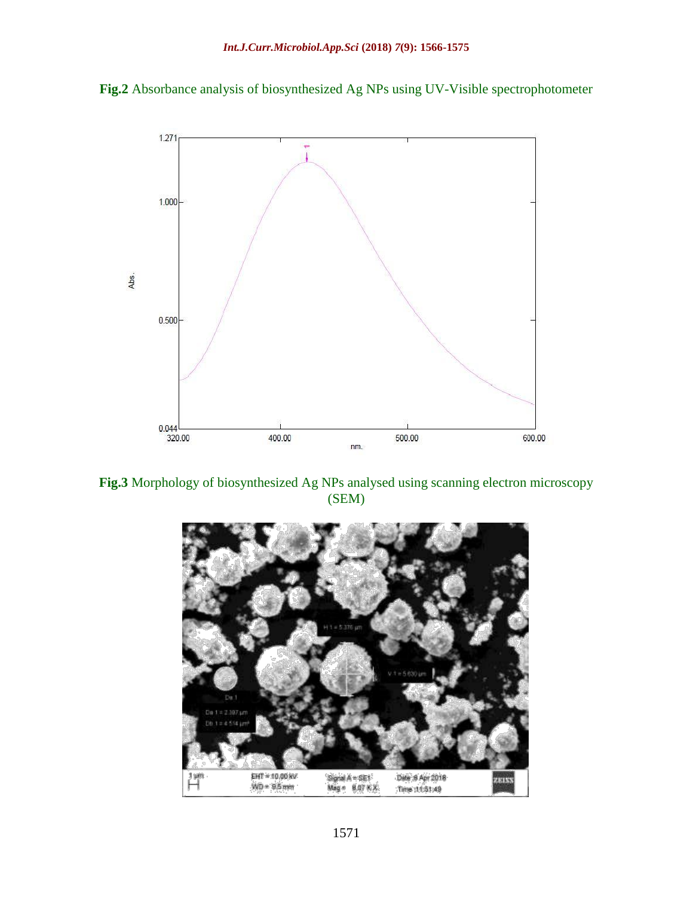**Fig.2** Absorbance analysis of biosynthesized Ag NPs using UV-Visible spectrophotometer

**Fig.3** Morphology of biosynthesized Ag NPs analysed using scanning electron microscopy (SEM)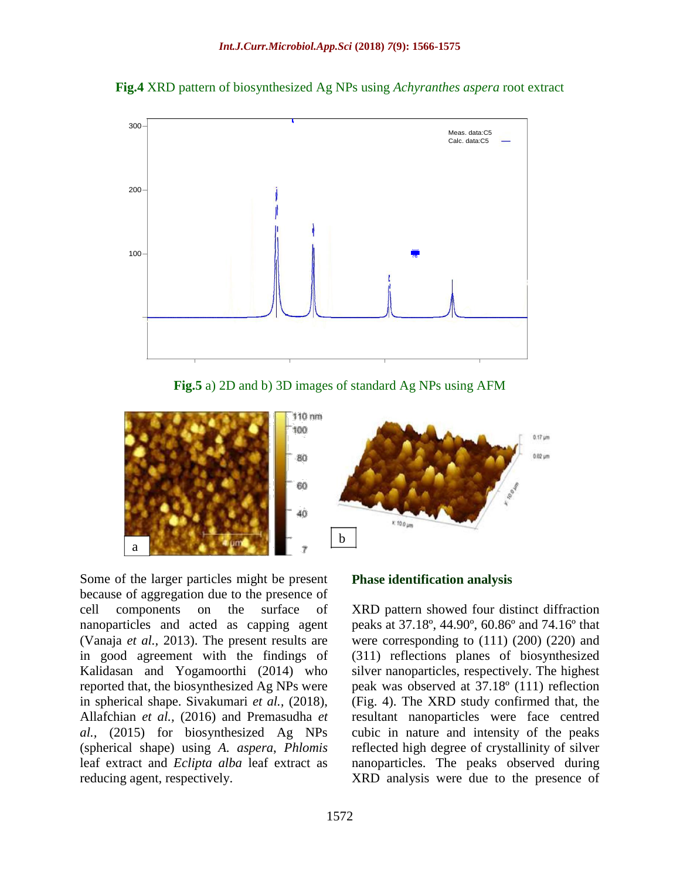**Fig.4** XRD pattern of biosynthesized Ag NPs using *Achyranthes aspera* root extract

**Fig.5** a) 2D and b) 3D images of standard Ag NPs using AFM

Some of the larger particles might be present because of aggregation due to the presence of cell components on the surface of nanoparticles and acted as capping agent (Vanaja *et al.,* 2013). The present results are in good agreement with the findings of Kalidasan and Yogamoorthi (2014) who reported that, the biosynthesized Ag NPs were in spherical shape. Sivakumari *et al.,* (2018), Allafchian *et al.,* (2016) and Premasudha *et al.,* (2015) for biosynthesized Ag NPs (spherical shape) using *A. aspera*, *Phlomis* leaf extract and *Eclipta alba* leaf extract as reducing agent, respectively.

### Phase identification analysis

XRD pattern showed four distinct diffraction peaks at 37.18º, 44.90º, 60.86º and 74.16º that were corresponding to (111) (200) (220) and (311) reflections planes of biosynthesized silver nanoparticles, respectively. The highest peak was observed at 37.18º (111) reflection (Fig. 4). The XRD study confirmed that, the resultant nanoparticles were face centred cubic in nature and intensity of the peaks reflected high degree of crystallinity of silver nanoparticles. The peaks observed during XRD analysis were due to the presence of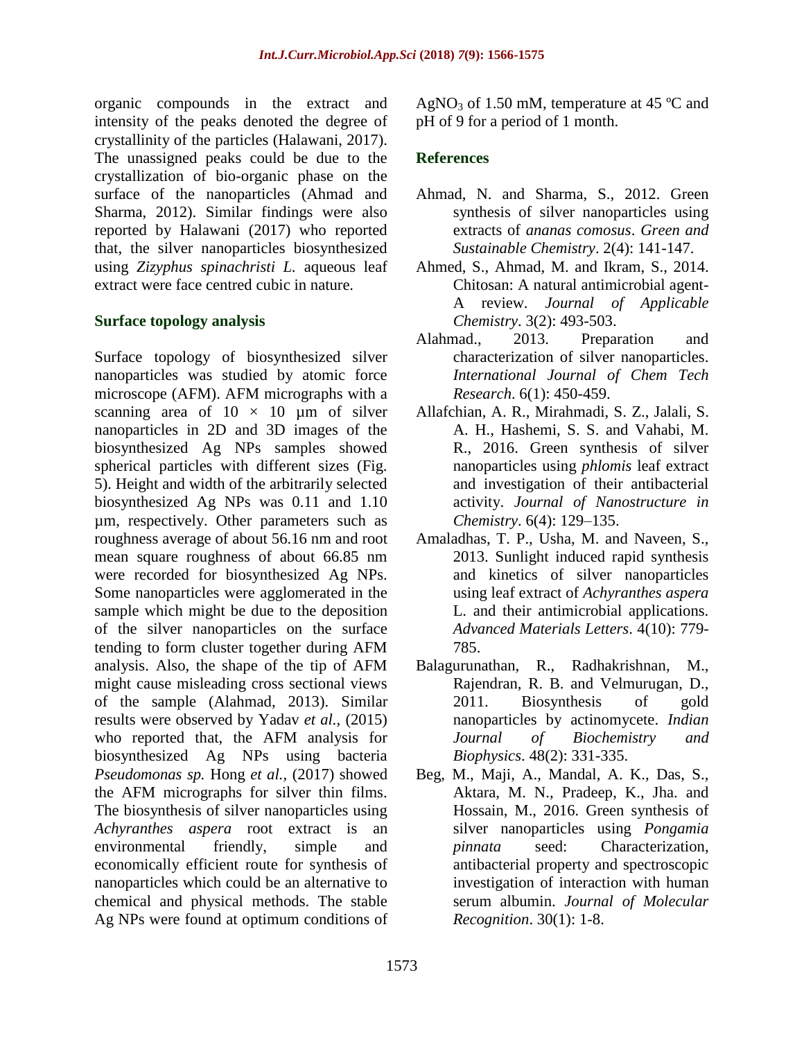organic compounds in the extract and intensity of the peaks denoted the degree of crystallinity of the particles (Halawani, 2017). The unassigned peaks could be due to the crystallization of bio-organic phase on the surface of the nanoparticles (Ahmad and Sharma, 2012). Similar findings were also reported by Halawani (2017) who reported that, the silver nanoparticles biosynthesized using *Zizyphus spinachristi L.* aqueous leaf extract were face centred cubic in nature.

### Surface topology analysis

Surface topology of biosynthesized silver nanoparticles was studied by atomic force microscope (AFM). AFM micrographs with a scanning area of $10 \times 10$ µm of silver nanoparticles in 2D and 3D images of the biosynthesized Ag NPs samples showed spherical particles with different sizes (Fig. 5). Height and width of the arbitrarily selected biosynthesized Ag NPs was 0.11 and 1.10 µm, respectively. Other parameters such as roughness average of about 56.16 nm and root mean square roughness of about 66.85 nm were recorded for biosynthesized Ag NPs. Some nanoparticles were agglomerated in the sample which might be due to the deposition of the silver nanoparticles on the surface tending to form cluster together during AFM analysis. Also, the shape of the tip of AFM might cause misleading cross sectional views of the sample (Alahmad, 2013). Similar results were observed by Yadav *et al.,* (2015) who reported that, the AFM analysis for biosynthesized Ag NPs using bacteria *Pseudomonas sp.* Hong *et al.,* (2017) showed the AFM micrographs for silver thin films. The biosynthesis of silver nanoparticles using *Achyranthes aspera* root extract is an environmental friendly, simple and economically efficient route for synthesis of nanoparticles which could be an alternative to chemical and physical methods. The stable Ag NPs were found at optimum conditions of $AgNO_3$ of 1.50 mM, temperature at 45 ºC and pH of 9 for a period of 1 month.

## References

Ahmad, N. and Sharma, S., 2012. Green synthesis of silver nanoparticles using extracts of *ananas comosus*. *Green and Sustainable Chemistry*. 2(4): 141-147.

Ahmed, S., Ahmad, M. and Ikram, S., 2014. Chitosan: A natural antimicrobial agent- A review. *Journal of Applicable Chemistry*. 3(2): 493-503.

Alahmad., 2013. Preparation and characterization of silver nanoparticles. *International Journal of Chem Tech Research*. 6(1): 450-459.

Allafchian, A. R., Mirahmadi, S. Z., Jalali, S. A. H., Hashemi, S. S. and Vahabi, M. R., 2016. Green synthesis of silver nanoparticles using *phlomis* leaf extract and investigation of their antibacterial activity. *Journal of Nanostructure in Chemistry*. 6(4): 129–135.

Amaladhas, T. P., Usha, M. and Naveen, S., 2013. Sunlight induced rapid synthesis and kinetics of silver nanoparticles using leaf extract of *Achyranthes aspera* L. and their antimicrobial applications. *Advanced Materials Letters*. 4(10): 779-785.

Balagurunathan, R., Radhakrishnan, M., Rajendran, R. B. and Velmurugan, D., 2011. Biosynthesis of gold nanoparticles by actinomycete. *Indian Journal of Biochemistry and Biophysics*. 48(2): 331-335.

Beg, M., Maji, A., Mandal, A. K., Das, S., Aktara, M. N., Pradeep, K., Jha. and Hossain, M., 2016. Green synthesis of silver nanoparticles using *Pongamia pinnata* seed: Characterization, antibacterial property and spectroscopic investigation of interaction with human serum albumin. *Journal of Molecular Recognition*. 30(1): 1-8.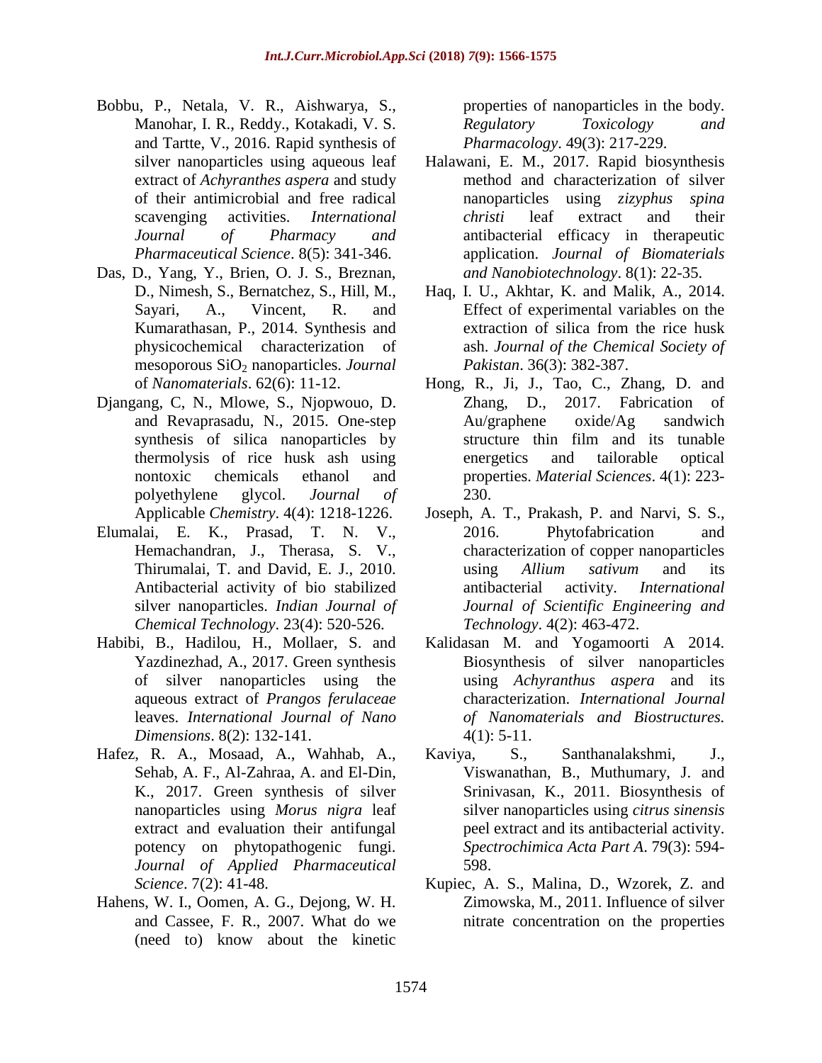Bobbu, P., Netala, V. R., Aishwarya, S., Manohar, I. R., Reddy., Kotakadi, V. S. and Tartte, V., 2016. Rapid synthesis of silver nanoparticles using aqueous leaf extract of *Achyranthes aspera* and study of their antimicrobial and free radical scavenging activities. *International Journal of Pharmacy and Pharmaceutical Science*. 8(5): 341-346.

Das, D., Yang, Y., Brien, O. J. S., Breznan, D., Nimesh, S., Bernatchez, S., Hill, M., Sayari, A., Vincent, R. and Kumarathasan, P., 2014. Synthesis and physicochemical characterization of mesoporous $SiO_2$ nanoparticles. *Journal* of *Nanomaterials*. 62(6): 11-12.

Djangang, C, N., Mlowe, S., Njopwouo, D. and Revaprasadu, N., 2015. One-step synthesis of silica nanoparticles by thermolysis of rice husk ash using nontoxic chemicals ethanol and polyethylene glycol. *Journal of* Applicable *Chemistry*. 4(4): 1218-1226.

Elumalai, E. K., Prasad, T. N. V., Hemachandran, J., Therasa, S. V., Thirumalai, T. and David, E. J., 2010. Antibacterial activity of bio stabilized silver nanoparticles. *Indian Journal of Chemical Technology*. 23(4): 520-526.

Habibi, B., Hadilou, H., Mollaer, S. and Yazdinezhad, A., 2017. Green synthesis of silver nanoparticles using the aqueous extract of *Prangos ferulaceae* leaves. *International Journal of Nano Dimensions*. 8(2): 132-141.

Hafez, R. A., Mosaad, A., Wahhab, A., Sehab, A. F., Al-Zahraa, A. and El-Din, K., 2017. Green synthesis of silver nanoparticles using *Morus nigra* leaf extract and evaluation their antifungal potency on phytopathogenic fungi. *Journal of Applied Pharmaceutical Science*. 7(2): 41-48.

Hahens, W. I., Oomen, A. G., Dejong, W. H. and Cassee, F. R., 2007. What do we (need to) know about the kinetic properties of nanoparticles in the body. *Regulatory Toxicology and Pharmacology*. 49(3): 217-229.

Halawani, E. M., 2017. Rapid biosynthesis method and characterization of silver nanoparticles using *zizyphus spina christi* leaf extract and their antibacterial efficacy in therapeutic application. *Journal of Biomaterials and Nanobiotechnology*. 8(1): 22-35.

Haq, I. U., Akhtar, K. and Malik, A., 2014. Effect of experimental variables on the extraction of silica from the rice husk ash. *Journal of the Chemical Society of Pakistan*. 36(3): 382-387.

Hong, R., Ji, J., Tao, C., Zhang, D. and Zhang, D., 2017. Fabrication of Au/graphene oxide/Ag sandwich structure thin film and its tunable energetics and tailorable optical properties. *Material Sciences*. 4(1): 223-230.

Joseph, A. T., Prakash, P. and Narvi, S. S., 2016. Phytofabrication and characterization of copper nanoparticles using *Allium sativum* and its antibacterial activity. *International Journal of Scientific Engineering and Technology*. 4(2): 463-472.

Kalidasan M. and Yogamoorti A 2014. Biosynthesis of silver nanoparticles using *Achyranthus aspera* and its characterization. *International Journal of Nanomaterials and Biostructures.* 4(1): 5-11.

Kaviya, S., Santhanalakshmi, J., Viswanathan, B., Muthumary, J. and Srinivasan, K., 2011. Biosynthesis of silver nanoparticles using *citrus sinensis* peel extract and its antibacterial activity. *Spectrochimica Acta Part A*. 79(3): 594-598.

Kupiec, A. S., Malina, D., Wzorek, Z. and Zimowska, M., 2011. Influence of silver nitrate concentration on the properties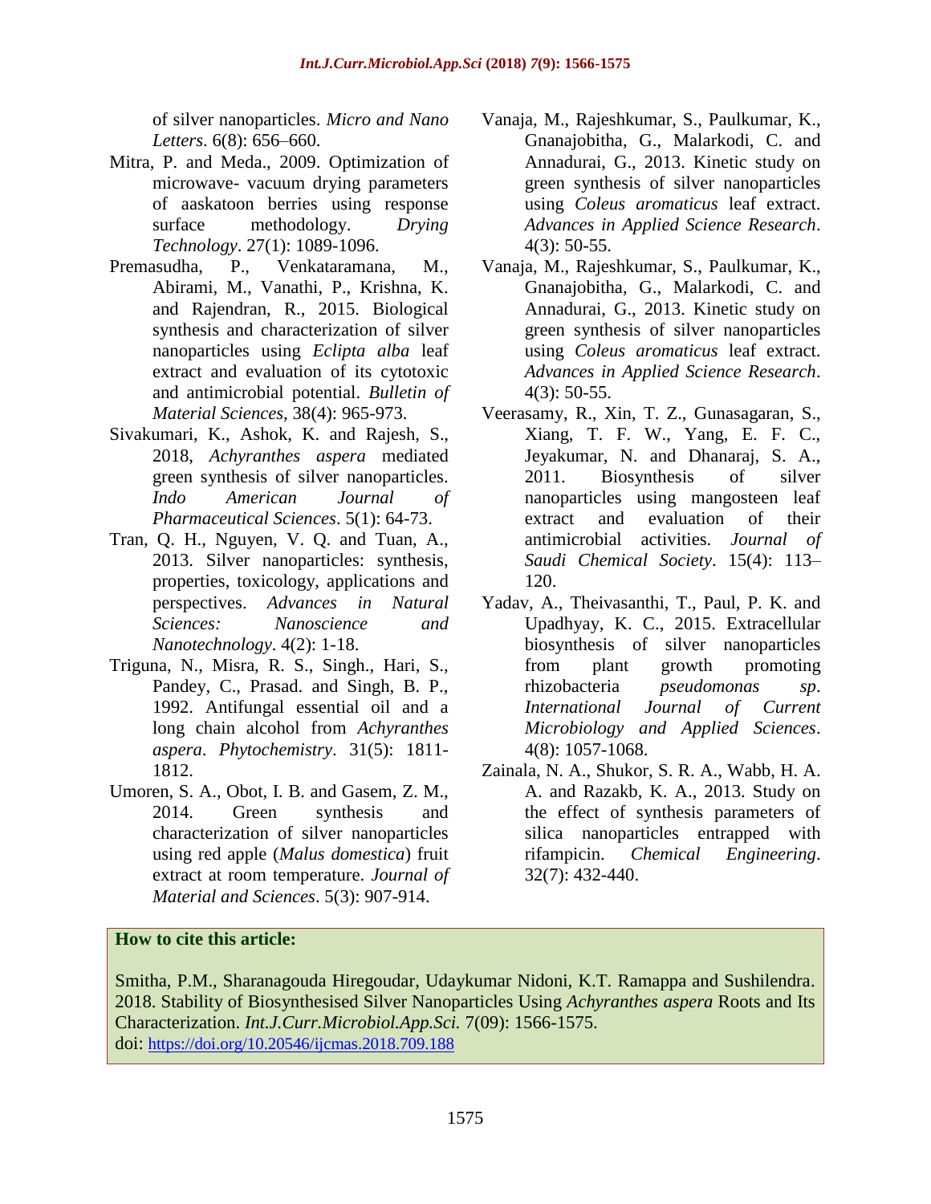of silver nanoparticles. *Micro and Nano Letters*. 6(8): 656–660.

Mitra, P. and Meda., 2009. Optimization of microwave- vacuum drying parameters of aaskatoon berries using response surface methodology. *Drying Technology*. 27(1): 1089-1096.

Premasudha, P., Venkataramana, M., Abirami, M., Vanathi, P., Krishna, K. and Rajendran, R., 2015. Biological synthesis and characterization of silver nanoparticles using *Eclipta alba* leaf extract and evaluation of its cytotoxic and antimicrobial potential. *Bulletin of Material Sciences*, 38(4): 965-973.

Sivakumari, K., Ashok, K. and Rajesh, S., 2018, *Achyranthes aspera* mediated green synthesis of silver nanoparticles. *Indo American Journal of Pharmaceutical Sciences*. 5(1): 64-73.

Tran, Q. H., Nguyen, V. Q. and Tuan, A., 2013. Silver nanoparticles: synthesis, properties, toxicology, applications and perspectives. *Advances in Natural Sciences: Nanoscience and Nanotechnology*. 4(2): 1-18.

Triguna, N., Misra, R. S., Singh., Hari, S., Pandey, C., Prasad. and Singh, B. P., 1992. Antifungal essential oil and a long chain alcohol from *Achyranthes aspera*. *Phytochemistry*. 31(5): 1811-1812.

Umoren, S. A., Obot, I. B. and Gasem, Z. M., 2014. Green synthesis and characterization of silver nanoparticles using red apple (*Malus domestica*) fruit extract at room temperature. *Journal of Material and Sciences*. 5(3): 907-914.

Vanaja, M., Rajeshkumar, S., Paulkumar, K., Gnanajobitha, G., Malarkodi, C. and Annadurai, G., 2013. Kinetic study on green synthesis of silver nanoparticles using *Coleus aromaticus* leaf extract. *Advances in Applied Science Research*. 4(3): 50-55.

Vanaja, M., Rajeshkumar, S., Paulkumar, K., Gnanajobitha, G., Malarkodi, C. and Annadurai, G., 2013. Kinetic study on green synthesis of silver nanoparticles using *Coleus aromaticus* leaf extract. *Advances in Applied Science Research*. 4(3): 50-55.

Veerasamy, R., Xin, T. Z., Gunasagaran, S., Xiang, T. F. W., Yang, E. F. C., Jeyakumar, N. and Dhanaraj, S. A., 2011. Biosynthesis of silver nanoparticles using mangosteen leaf extract and evaluation of their antimicrobial activities. *Journal of Saudi Chemical Society*. 15(4): 113–120.

Yadav, A., Theivasanthi, T., Paul, P. K. and Upadhyay, K. C., 2015. Extracellular biosynthesis of silver nanoparticles from plant growth promoting rhizobacteria *pseudomonas sp*. *International Journal of Current Microbiology and Applied Sciences*. 4(8): 1057-1068.

Zainala, N. A., Shukor, S. R. A., Wabb, H. A. A. and Razakb, K. A., 2013. Study on the effect of synthesis parameters of silica nanoparticles entrapped with rifampicin. *Chemical Engineering*. 32(7): 432-440.

**How to cite this article:**

Smitha, P.M., Sharanagouda Hiregoudar, Udaykumar Nidoni, K.T. Ramappa and Sushilendra. 2018. Stability of Biosynthesised Silver Nanoparticles Using *Achyranthes aspera* Roots and Its Characterization. *Int.J.Curr.Microbiol.App.Sci.* 7(09): 1566-1575.
doi: https://doi.org/10.20546/ijcmas.2018.709.188